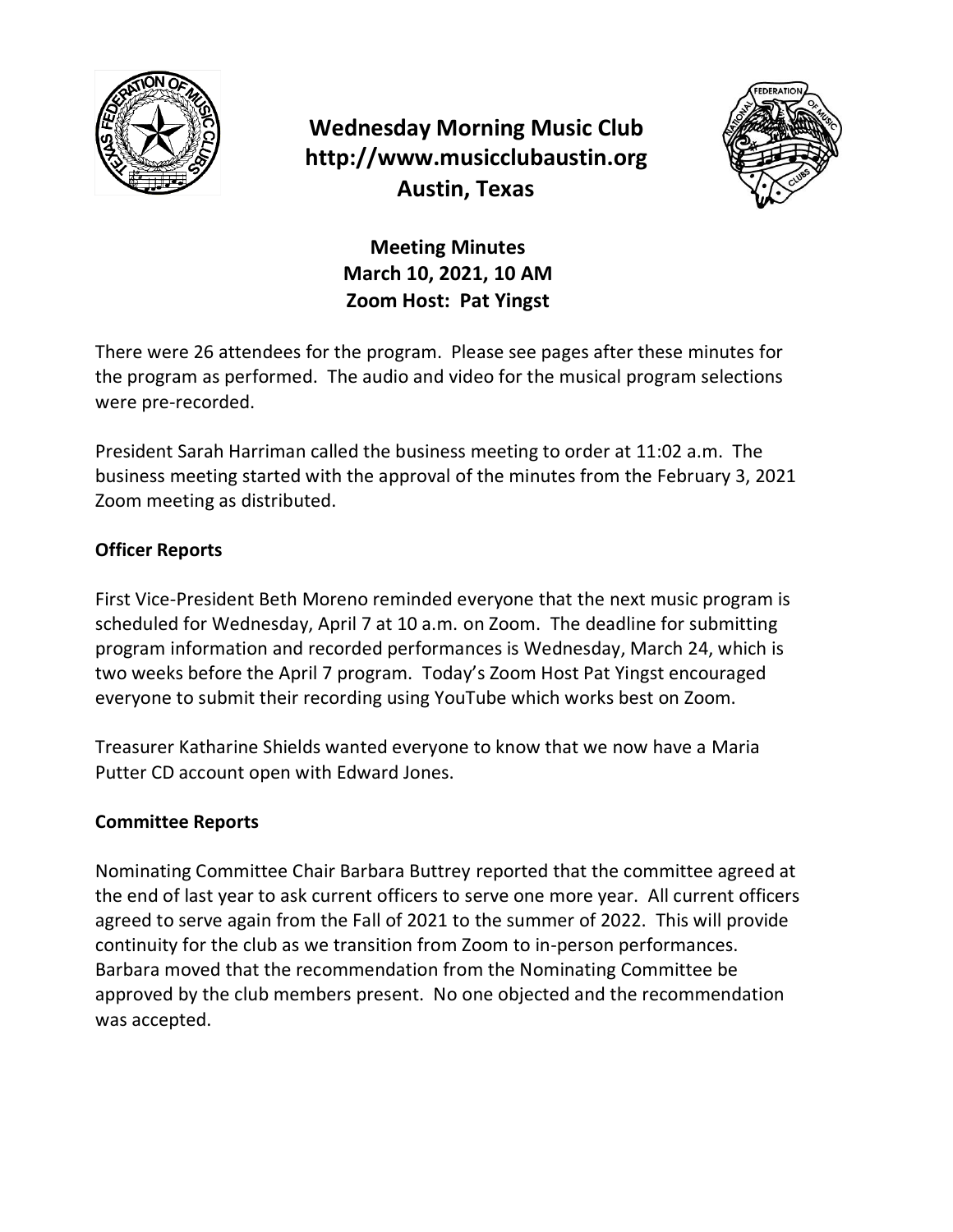# Wednesday Morning Music Club
## http://www.musicclubaustin.org
## Austin, Texas

### Meeting Minutes
### March 10, 2021, 10 AM
### Zoom Host: Pat Yingst

There were 26 attendees for the program. Please see pages after these minutes for the program as performed. The audio and video for the musical program selections were pre-recorded.

President Sarah Harriman called the business meeting to order at 11:02 a.m. The business meeting started with the approval of the minutes from the February 3, 2021 Zoom meeting as distributed.

**Officer Reports**

First Vice-President Beth Moreno reminded everyone that the next music program is scheduled for Wednesday, April 7 at 10 a.m. on Zoom. The deadline for submitting program information and recorded performances is Wednesday, March 24, which is two weeks before the April 7 program. Today's Zoom Host Pat Yingst encouraged everyone to submit their recording using YouTube which works best on Zoom.

Treasurer Katharine Shields wanted everyone to know that we now have a Maria Putter CD account open with Edward Jones.

**Committee Reports**

Nominating Committee Chair Barbara Buttrey reported that the committee agreed at the end of last year to ask current officers to serve one more year. All current officers agreed to serve again from the Fall of 2021 to the summer of 2022. This will provide continuity for the club as we transition from Zoom to in-person performances. Barbara moved that the recommendation from the Nominating Committee be approved by the club members present. No one objected and the recommendation was accepted.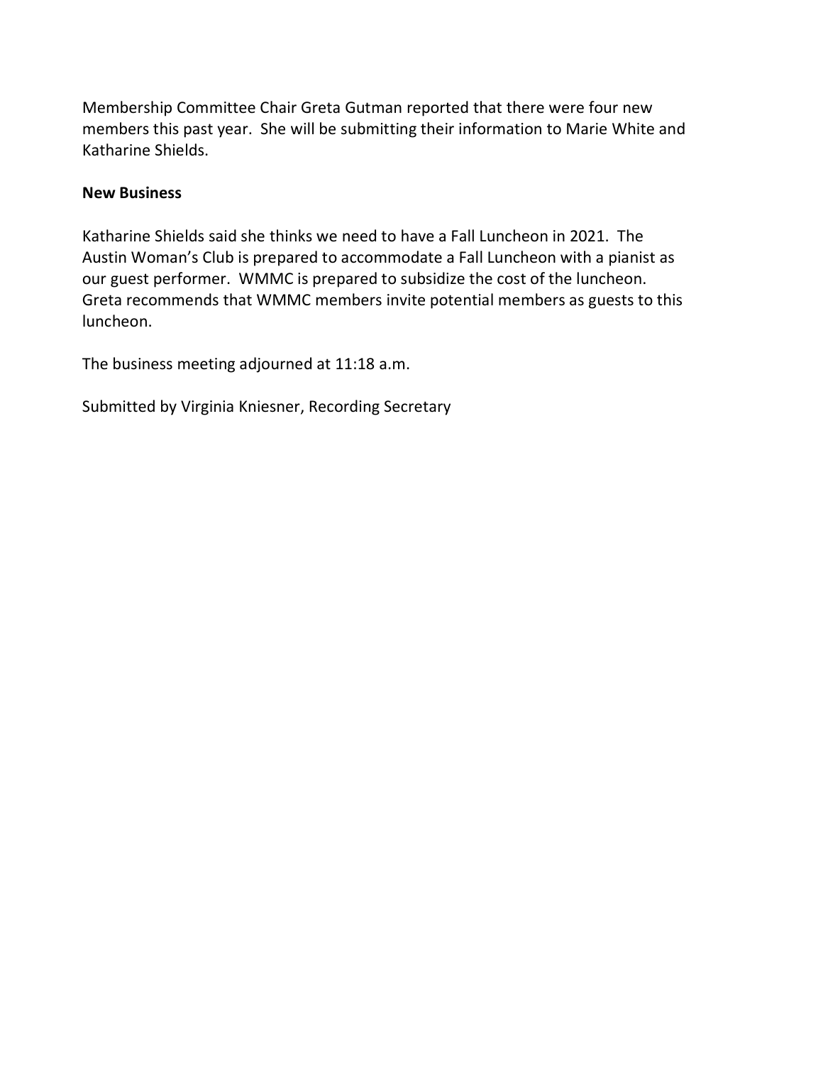Membership Committee Chair Greta Gutman reported that there were four new members this past year. She will be submitting their information to Marie White and Katharine Shields.

**New Business**

Katharine Shields said she thinks we need to have a Fall Luncheon in 2021. The Austin Woman's Club is prepared to accommodate a Fall Luncheon with a pianist as our guest performer. WMMC is prepared to subsidize the cost of the luncheon. Greta recommends that WMMC members invite potential members as guests to this luncheon.

The business meeting adjourned at 11:18 a.m.

Submitted by Virginia Kniesner, Recording Secretary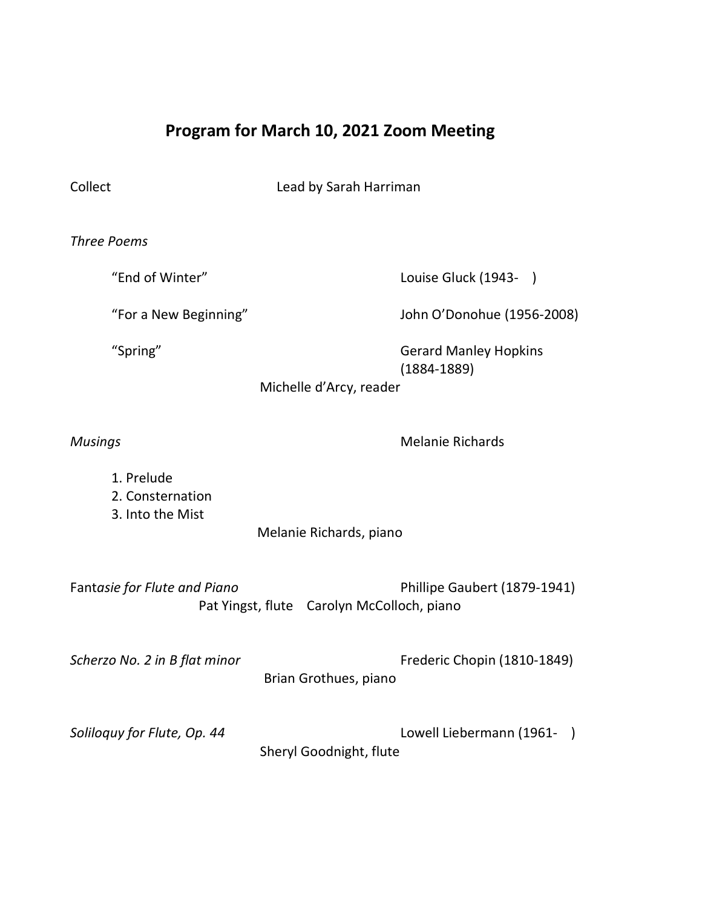## Program for March 10, 2021 Zoom Meeting

Collect — Lead by Sarah Harriman

*Three Poems*

- "End of Winter" — Louise Gluck (1943- )
- "For a New Beginning" — John O'Donohue (1956-2008)
- "Spring" — Gerard Manley Hopkins (1884-1889)

Michelle d'Arcy, reader

*Musings* — Melanie Richards

1. Prelude
2. Consternation
3. Into the Mist

Melanie Richards, piano

Fant*asie for Flute and Piano* — Phillipe Gaubert (1879-1941)

Pat Yingst, flute Carolyn McColloch, piano

*Scherzo No. 2 in B flat minor* — Frederic Chopin (1810-1849)

Brian Grothues, piano

*Soliloquy for Flute, Op. 44* — Lowell Liebermann (1961- )

Sheryl Goodnight, flute